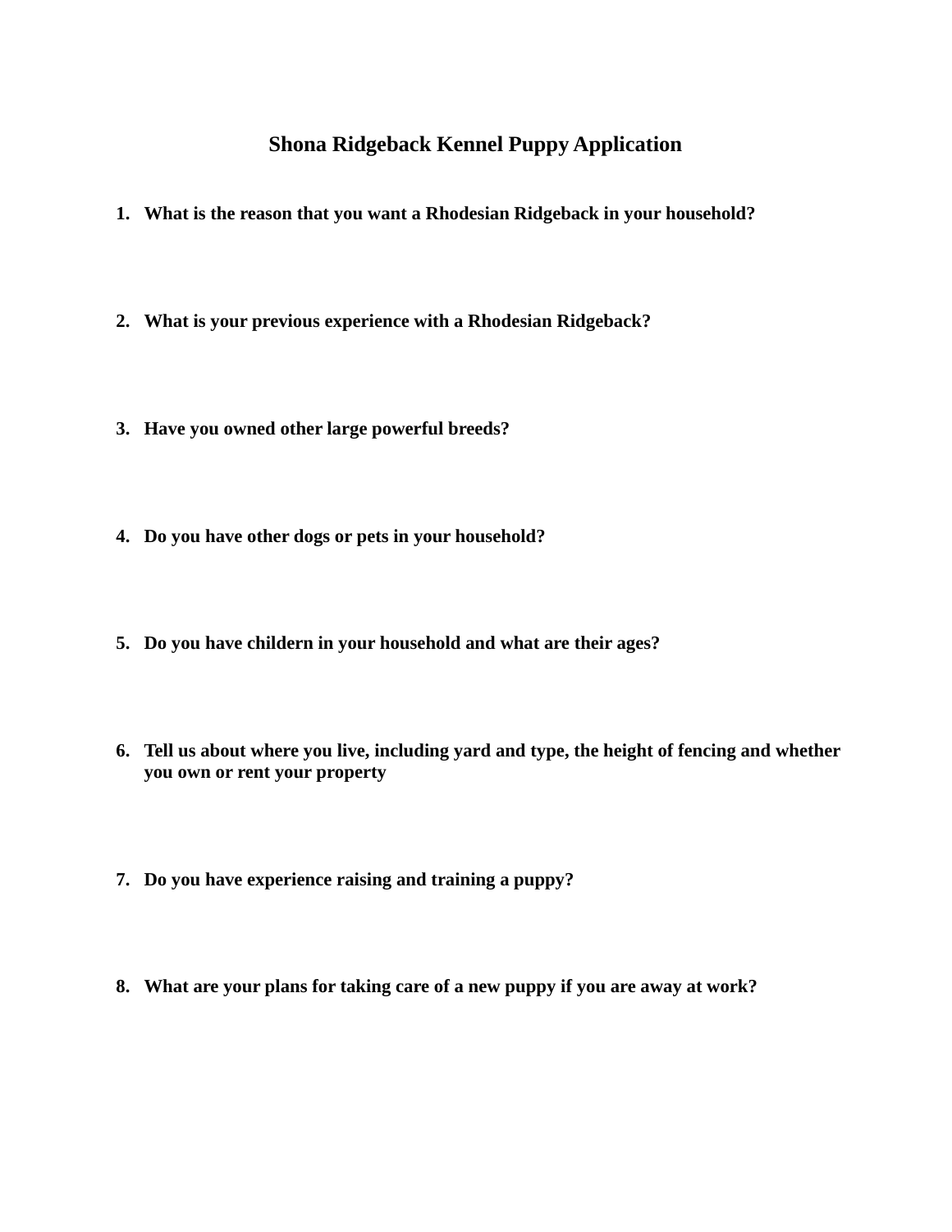# Shona Ridgeback Kennel Puppy Application

1. **What is the reason that you want a Rhodesian Ridgeback in your household?**

2. **What is your previous experience with a Rhodesian Ridgeback?**

3. **Have you owned other large powerful breeds?**

4. **Do you have other dogs or pets in your household?**

5. **Do you have childern in your household and what are their ages?**

6. **Tell us about where you live, including yard and type, the height of fencing and whether you own or rent your property**

7. **Do you have experience raising and training a puppy?**

8. **What are your plans for taking care of a new puppy if you are away at work?**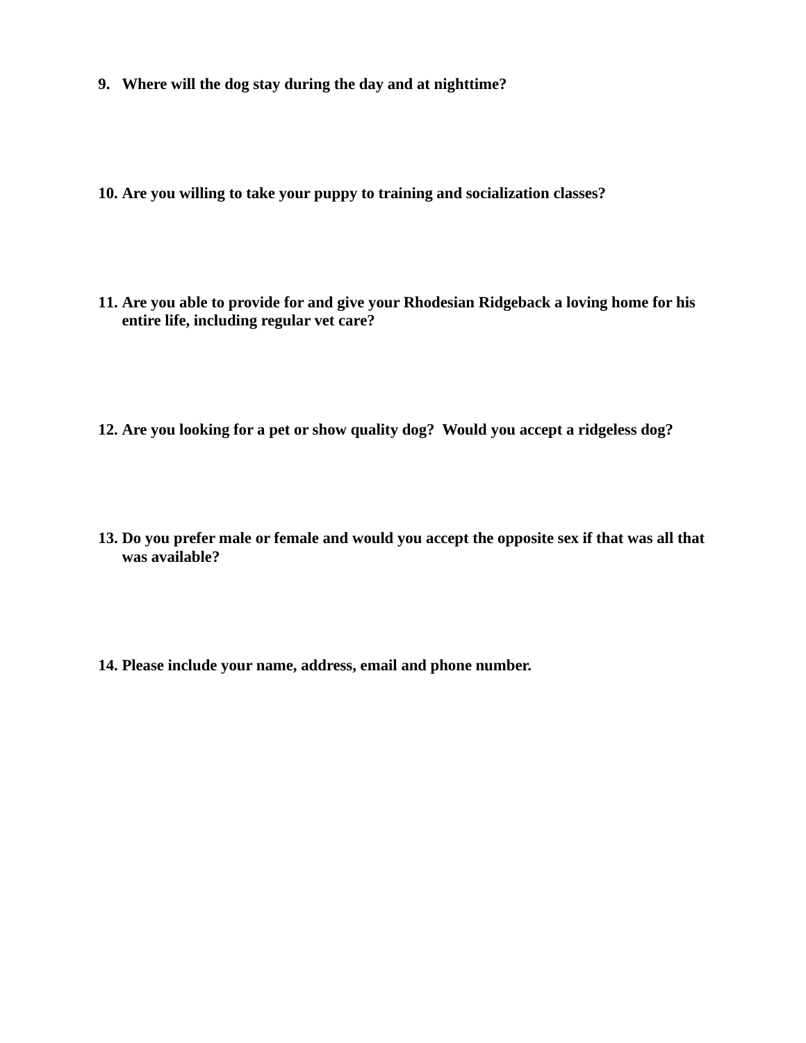9. **Where will the dog stay during the day and at nighttime?**

10. **Are you willing to take your puppy to training and socialization classes?**

11. **Are you able to provide for and give your Rhodesian Ridgeback a loving home for his entire life, including regular vet care?**

12. **Are you looking for a pet or show quality dog? Would you accept a ridgeless dog?**

13. **Do you prefer male or female and would you accept the opposite sex if that was all that was available?**

14. **Please include your name, address, email and phone number.**